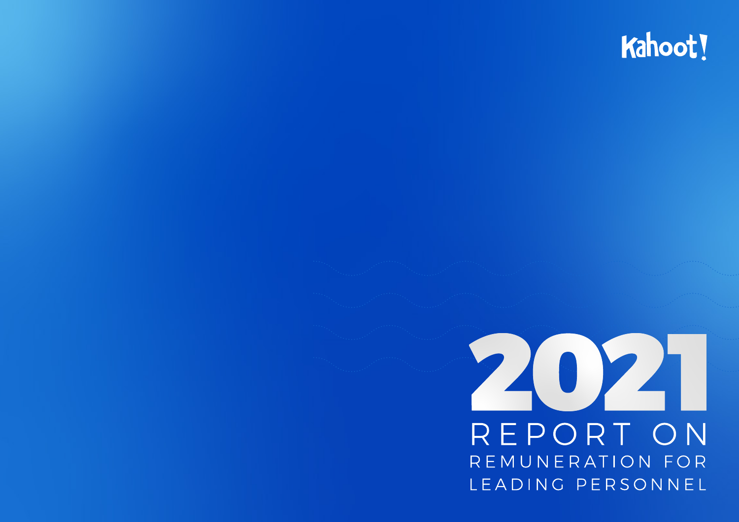Kahoot!

# 2021

## REPORT ON

### REMUNERATION FOR LEADING PERSONNEL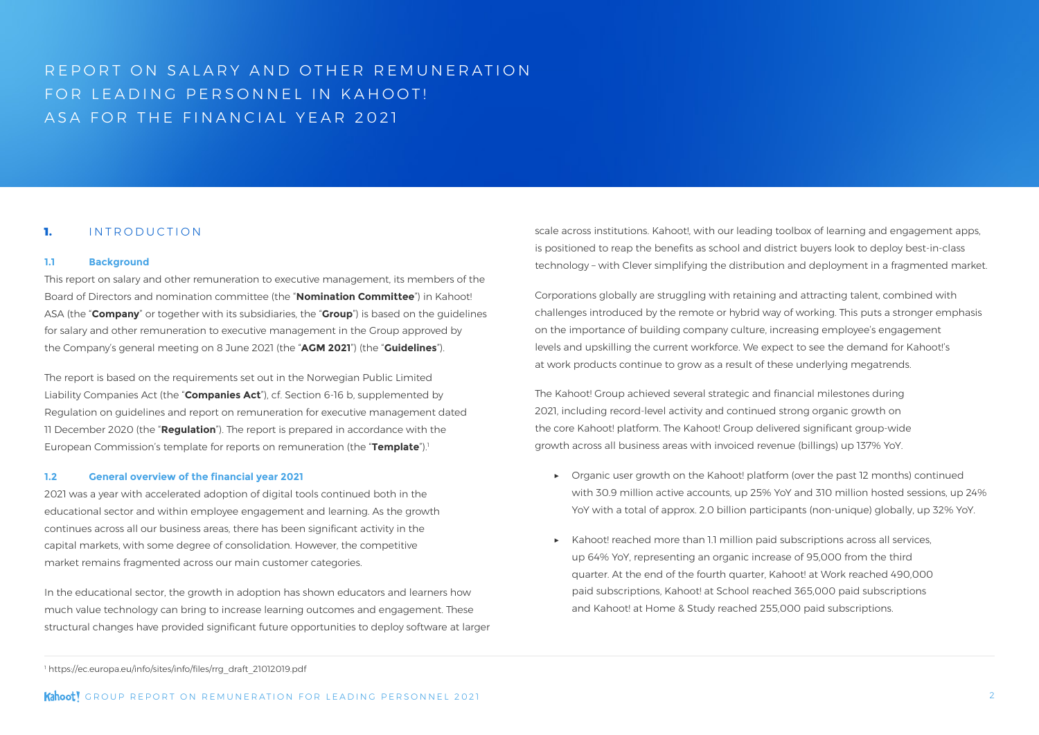# REPORT ON SALARY AND OTHER REMUNERATION FOR LEADING PERSONNEL IN KAHOOT! ASA FOR THE FINANCIAL YEAR 2021

## 1. INTRODUCTION

### 1.1 Background

This report on salary and other remuneration to executive management, its members of the Board of Directors and nomination committee (the "**Nomination Committee**") in Kahoot! ASA (the "**Company**" or together with its subsidiaries, the "**Group**") is based on the guidelines for salary and other remuneration to executive management in the Group approved by the Company's general meeting on 8 June 2021 (the "**AGM 2021**") (the "**Guidelines**").

The report is based on the requirements set out in the Norwegian Public Limited Liability Companies Act (the "**Companies Act**"), cf. Section 6-16 b, supplemented by Regulation on guidelines and report on remuneration for executive management dated 11 December 2020 (the "**Regulation**"). The report is prepared in accordance with the European Commission's template for reports on remuneration (the "**Template**").[1]

### 1.2 General overview of the financial year 2021

2021 was a year with accelerated adoption of digital tools continued both in the educational sector and within employee engagement and learning. As the growth continues across all our business areas, there has been significant activity in the capital markets, with some degree of consolidation. However, the competitive market remains fragmented across our main customer categories.

In the educational sector, the growth in adoption has shown educators and learners how much value technology can bring to increase learning outcomes and engagement. These structural changes have provided significant future opportunities to deploy software at larger scale across institutions. Kahoot!, with our leading toolbox of learning and engagement apps, is positioned to reap the benefits as school and district buyers look to deploy best-in-class technology – with Clever simplifying the distribution and deployment in a fragmented market.

Corporations globally are struggling with retaining and attracting talent, combined with challenges introduced by the remote or hybrid way of working. This puts a stronger emphasis on the importance of building company culture, increasing employee's engagement levels and upskilling the current workforce. We expect to see the demand for Kahoot!'s at work products continue to grow as a result of these underlying megatrends.

The Kahoot! Group achieved several strategic and financial milestones during 2021, including record-level activity and continued strong organic growth on the core Kahoot! platform. The Kahoot! Group delivered significant group-wide growth across all business areas with invoiced revenue (billings) up 137% YoY.

- Organic user growth on the Kahoot! platform (over the past 12 months) continued with 30.9 million active accounts, up 25% YoY and 310 million hosted sessions, up 24% YoY with a total of approx. 2.0 billion participants (non-unique) globally, up 32% YoY.
- Kahoot! reached more than 1.1 million paid subscriptions across all services, up 64% YoY, representing an organic increase of 95,000 from the third quarter. At the end of the fourth quarter, Kahoot! at Work reached 490,000 paid subscriptions, Kahoot! at School reached 365,000 paid subscriptions and Kahoot! at Home & Study reached 255,000 paid subscriptions.

[1] https://ec.europa.eu/info/sites/info/files/rrg_draft_21012019.pdf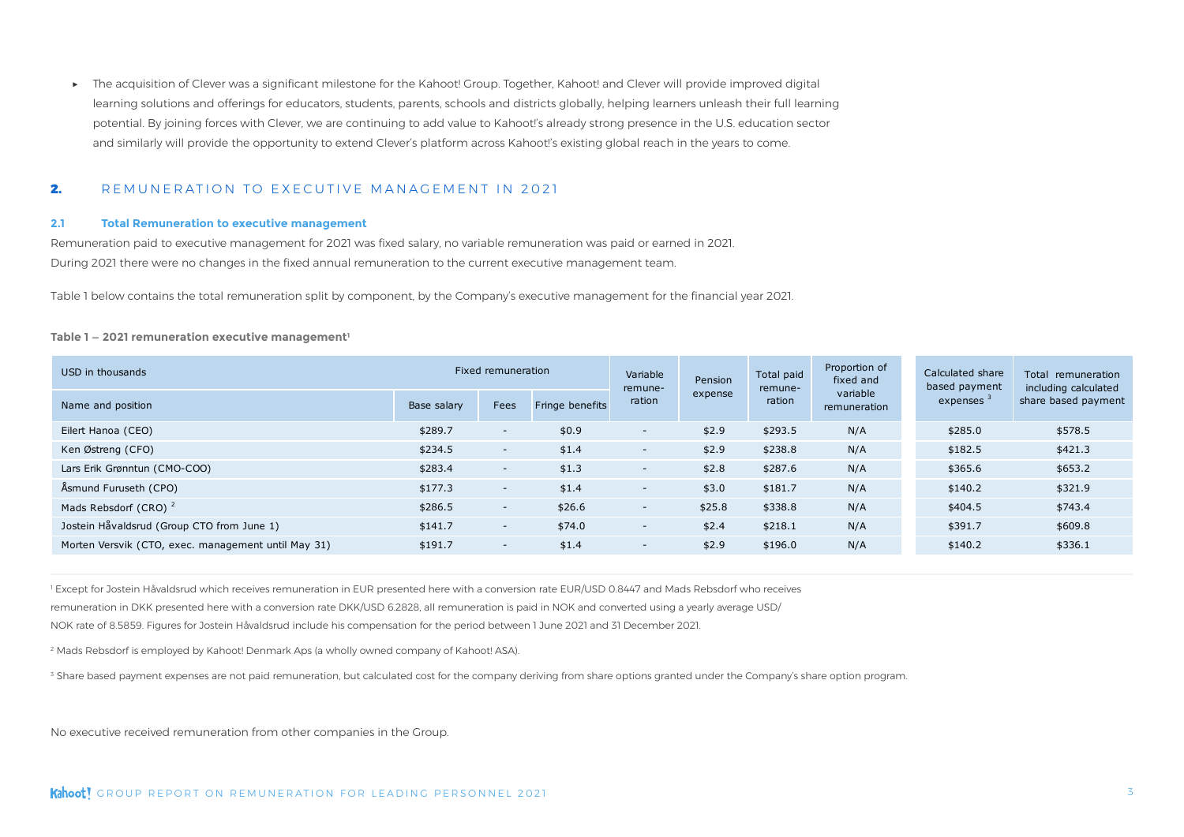- The acquisition of Clever was a significant milestone for the Kahoot! Group. Together, Kahoot! and Clever will provide improved digital learning solutions and offerings for educators, students, parents, schools and districts globally, helping learners unleash their full learning potential. By joining forces with Clever, we are continuing to add value to Kahoot!'s already strong presence in the U.S. education sector and similarly will provide the opportunity to extend Clever's platform across Kahoot!'s existing global reach in the years to come.

## 2. REMUNERATION TO EXECUTIVE MANAGEMENT IN 2021

### 2.1 Total Remuneration to executive management

Remuneration paid to executive management for 2021 was fixed salary, no variable remuneration was paid or earned in 2021.
During 2021 there were no changes in the fixed annual remuneration to the current executive management team.

Table 1 below contains the total remuneration split by component, by the Company's executive management for the financial year 2021.

**Table 1 – 2021 remuneration executive management**[1]

| USD in thousands | Fixed remuneration | | | Variable remune-ration | Pension expense | Total paid remune-ration | Proportion of fixed and variable remuneration | Calculated share based payment expenses [3] | Total remuneration including calculated share based payment |
|---|---|---|---|---|---|---|---|---|---|
| Name and position | Base salary | Fees | Fringe benefits | | | | | | |
| Eilert Hanoa (CEO) | $289.7 | - | $0.9 | - | $2.9 | $293.5 | N/A | $285.0 | $578.5 |
| Ken Østreng (CFO) | $234.5 | - | $1.4 | - | $2.9 | $238.8 | N/A | $182.5 | $421.3 |
| Lars Erik Grønntun (CMO-COO) | $283.4 | - | $1.3 | - | $2.8 | $287.6 | N/A | $365.6 | $653.2 |
| Åsmund Furuseth (CPO) | $177.3 | - | $1.4 | - | $3.0 | $181.7 | N/A | $140.2 | $321.9 |
| Mads Rebsdorf (CRO) [2] | $286.5 | - | $26.6 | - | $25.8 | $338.8 | N/A | $404.5 | $743.4 |
| Jostein Håvaldsrud (Group CTO from June 1) | $141.7 | - | $74.0 | - | $2.4 | $218.1 | N/A | $391.7 | $609.8 |
| Morten Versvik (CTO, exec. management until May 31) | $191.7 | - | $1.4 | - | $2.9 | $196.0 | N/A | $140.2 | $336.1 |

[1] Except for Jostein Håvaldsrud which receives remuneration in EUR presented here with a conversion rate EUR/USD 0.8447 and Mads Rebsdorf who receives remuneration in DKK presented here with a conversion rate DKK/USD 6.2828, all remuneration is paid in NOK and converted using a yearly average USD/NOK rate of 8.5859. Figures for Jostein Håvaldsrud include his compensation for the period between 1 June 2021 and 31 December 2021.

[2] Mads Rebsdorf is employed by Kahoot! Denmark Aps (a wholly owned company of Kahoot! ASA).

[3] Share based payment expenses are not paid remuneration, but calculated cost for the company deriving from share options granted under the Company's share option program.

No executive received remuneration from other companies in the Group.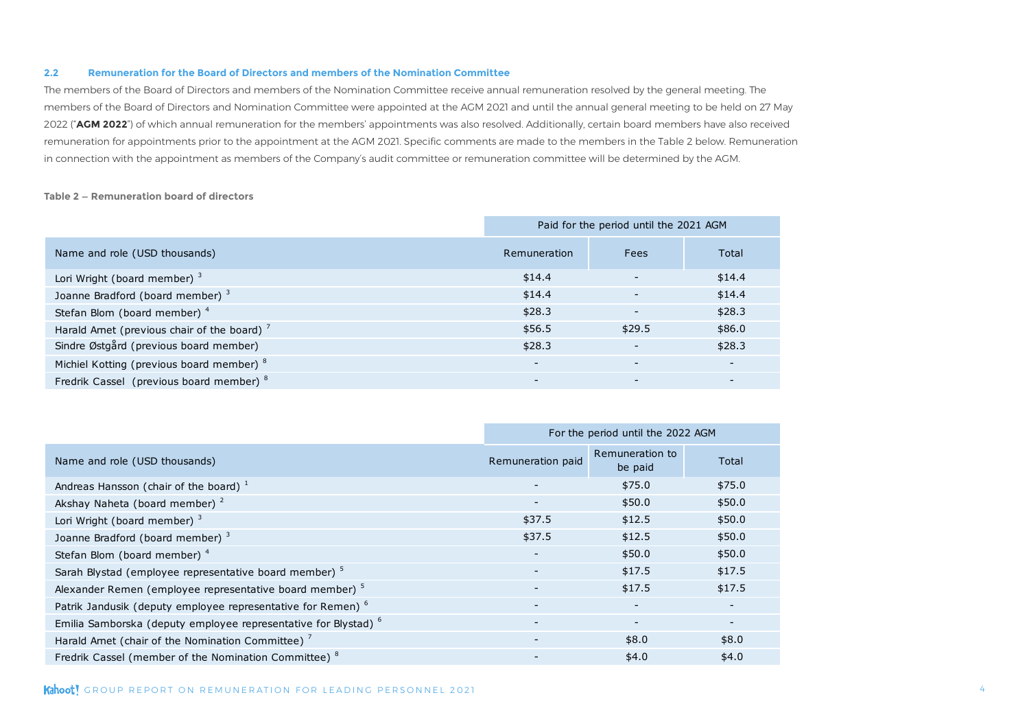### 2.2 Remuneration for the Board of Directors and members of the Nomination Committee

The members of the Board of Directors and members of the Nomination Committee receive annual remuneration resolved by the general meeting. The members of the Board of Directors and Nomination Committee were appointed at the AGM 2021 and until the annual general meeting to be held on 27 May 2022 ("**AGM 2022**") of which annual remuneration for the members' appointments was also resolved. Additionally, certain board members have also received remuneration for appointments prior to the appointment at the AGM 2021. Specific comments are made to the members in the Table 2 below. Remuneration in connection with the appointment as members of the Company's audit committee or remuneration committee will be determined by the AGM.

**Table 2 – Remuneration board of directors**

| | Paid for the period until the 2021 AGM | | |
|---|---|---|---|
| Name and role (USD thousands) | Remuneration | Fees | Total |
| Lori Wright (board member) [3] | $14.4 | - | $14.4 |
| Joanne Bradford (board member) [3] | $14.4 | - | $14.4 |
| Stefan Blom (board member) [4] | $28.3 | - | $28.3 |
| Harald Arnet (previous chair of the board) [7] | $56.5 | $29.5 | $86.0 |
| Sindre Østgård (previous board member) | $28.3 | - | $28.3 |
| Michiel Kotting (previous board member) [8] | - | - | - |
| Fredrik Cassel (previous board member) [8] | - | - | - |

| | For the period until the 2022 AGM | | |
|---|---|---|---|
| Name and role (USD thousands) | Remuneration paid | Remuneration to be paid | Total |
| Andreas Hansson (chair of the board) [1] | - | $75.0 | $75.0 |
| Akshay Naheta (board member) [2] | - | $50.0 | $50.0 |
| Lori Wright (board member) [3] | $37.5 | $12.5 | $50.0 |
| Joanne Bradford (board member) [3] | $37.5 | $12.5 | $50.0 |
| Stefan Blom (board member) [4] | - | $50.0 | $50.0 |
| Sarah Blystad (employee representative board member) [5] | - | $17.5 | $17.5 |
| Alexander Remen (employee representative board member) [5] | - | $17.5 | $17.5 |
| Patrik Jandusik (deputy employee representative for Remen) [6] | - | - | - |
| Emilia Samborska (deputy employee representative for Blystad) [6] | - | - | - |
| Harald Arnet (chair of the Nomination Committee) [7] | - | $8.0 | $8.0 |
| Fredrik Cassel (member of the Nomination Committee) [8] | - | $4.0 | $4.0 |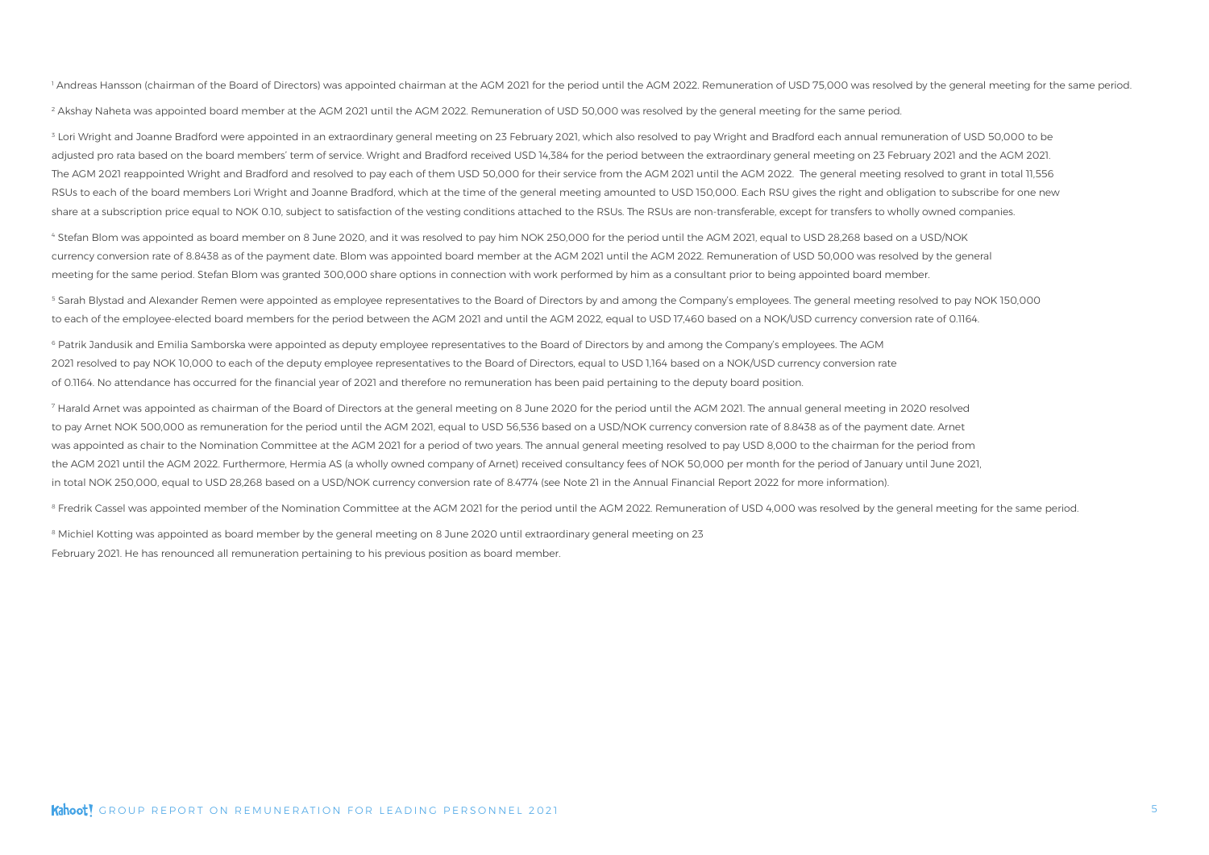[1] Andreas Hansson (chairman of the Board of Directors) was appointed chairman at the AGM 2021 for the period until the AGM 2022. Remuneration of USD 75,000 was resolved by the general meeting for the same period.

[2] Akshay Naheta was appointed board member at the AGM 2021 until the AGM 2022. Remuneration of USD 50,000 was resolved by the general meeting for the same period.

[3] Lori Wright and Joanne Bradford were appointed in an extraordinary general meeting on 23 February 2021, which also resolved to pay Wright and Bradford each annual remuneration of USD 50,000 to be adjusted pro rata based on the board members' term of service. Wright and Bradford received USD 14,384 for the period between the extraordinary general meeting on 23 February 2021 and the AGM 2021. The AGM 2021 reappointed Wright and Bradford and resolved to pay each of them USD 50,000 for their service from the AGM 2021 until the AGM 2022. The general meeting resolved to grant in total 11,556 RSUs to each of the board members Lori Wright and Joanne Bradford, which at the time of the general meeting amounted to USD 150,000. Each RSU gives the right and obligation to subscribe for one new share at a subscription price equal to NOK 0.10, subject to satisfaction of the vesting conditions attached to the RSUs. The RSUs are non-transferable, except for transfers to wholly owned companies.

[4] Stefan Blom was appointed as board member on 8 June 2020, and it was resolved to pay him NOK 250,000 for the period until the AGM 2021, equal to USD 28,268 based on a USD/NOK currency conversion rate of 8.8438 as of the payment date. Blom was appointed board member at the AGM 2021 until the AGM 2022. Remuneration of USD 50,000 was resolved by the general meeting for the same period. Stefan Blom was granted 300,000 share options in connection with work performed by him as a consultant prior to being appointed board member.

[5] Sarah Blystad and Alexander Remen were appointed as employee representatives to the Board of Directors by and among the Company's employees. The general meeting resolved to pay NOK 150,000 to each of the employee-elected board members for the period between the AGM 2021 and until the AGM 2022, equal to USD 17,460 based on a NOK/USD currency conversion rate of 0.1164.

[6] Patrik Jandusik and Emilia Samborska were appointed as deputy employee representatives to the Board of Directors by and among the Company's employees. The AGM 2021 resolved to pay NOK 10,000 to each of the deputy employee representatives to the Board of Directors, equal to USD 1,164 based on a NOK/USD currency conversion rate of 0.1164. No attendance has occurred for the financial year of 2021 and therefore no remuneration has been paid pertaining to the deputy board position.

[7] Harald Arnet was appointed as chairman of the Board of Directors at the general meeting on 8 June 2020 for the period until the AGM 2021. The annual general meeting in 2020 resolved to pay Arnet NOK 500,000 as remuneration for the period until the AGM 2021, equal to USD 56,536 based on a USD/NOK currency conversion rate of 8.8438 as of the payment date. Arnet was appointed as chair to the Nomination Committee at the AGM 2021 for a period of two years. The annual general meeting resolved to pay USD 8,000 to the chairman for the period from the AGM 2021 until the AGM 2022. Furthermore, Hermia AS (a wholly owned company of Arnet) received consultancy fees of NOK 50,000 per month for the period of January until June 2021, in total NOK 250,000, equal to USD 28,268 based on a USD/NOK currency conversion rate of 8.4774 (see Note 21 in the Annual Financial Report 2022 for more information).

[8] Fredrik Cassel was appointed member of the Nomination Committee at the AGM 2021 for the period until the AGM 2022. Remuneration of USD 4,000 was resolved by the general meeting for the same period.

[8] Michiel Kotting was appointed as board member by the general meeting on 8 June 2020 until extraordinary general meeting on 23 February 2021. He has renounced all remuneration pertaining to his previous position as board member.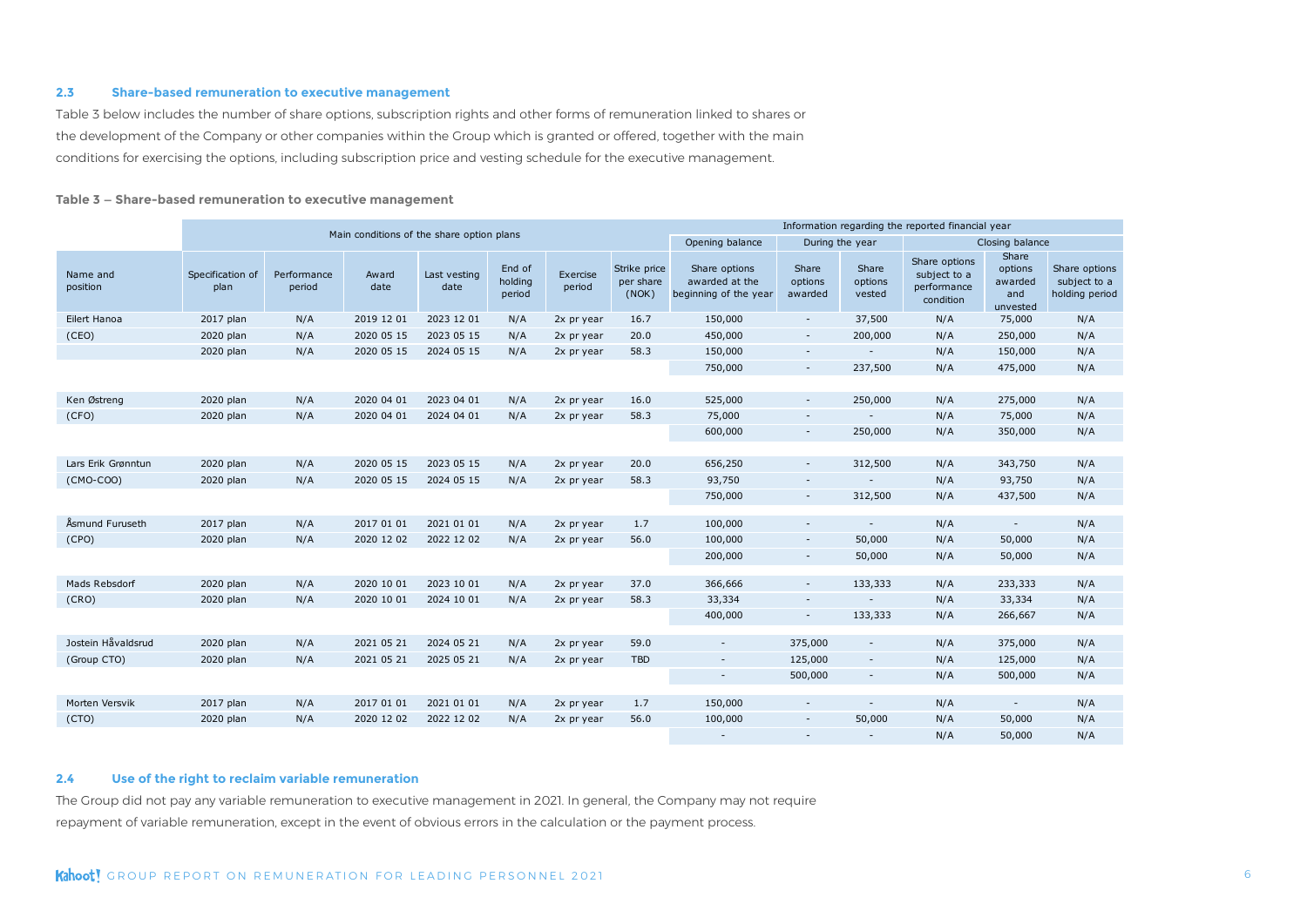## 2.3 Share-based remuneration to executive management

Table 3 below includes the number of share options, subscription rights and other forms of remuneration linked to shares or the development of the Company or other companies within the Group which is granted or offered, together with the main conditions for exercising the options, including subscription price and vesting schedule for the executive management.

**Table 3 – Share-based remuneration to executive management**

| | Main conditions of the share option plans | | | | | | | Information regarding the reported financial year | | | | | |
|---|---|---|---|---|---|---|---|---|---|---|---|---|---|
| | | | | | | | | Opening balance | During the year | | Closing balance | | |
| Name and position | Specification of plan | Performance period | Award date | Last vesting date | End of holding period | Exercise period | Strike price per share (NOK) | Share options awarded at the beginning of the year | Share options awarded | Share options vested | Share options subject to a performance condition | Share options awarded and unvested | Share options subject to a holding period |
| Eilert Hanoa | 2017 plan | N/A | 2019 12 01 | 2023 12 01 | N/A | 2x pr year | 16.7 | 150,000 | - | 37,500 | N/A | 75,000 | N/A |
| (CEO) | 2020 plan | N/A | 2020 05 15 | 2023 05 15 | N/A | 2x pr year | 20.0 | 450,000 | - | 200,000 | N/A | 250,000 | N/A |
| | 2020 plan | N/A | 2020 05 15 | 2024 05 15 | N/A | 2x pr year | 58.3 | 150,000 | - | - | N/A | 150,000 | N/A |
| | | | | | | | | 750,000 | - | 237,500 | N/A | 475,000 | N/A |
| Ken Østreng | 2020 plan | N/A | 2020 04 01 | 2023 04 01 | N/A | 2x pr year | 16.0 | 525,000 | - | 250,000 | N/A | 275,000 | N/A |
| (CFO) | 2020 plan | N/A | 2020 04 01 | 2024 04 01 | N/A | 2x pr year | 58.3 | 75,000 | - | - | N/A | 75,000 | N/A |
| | | | | | | | | 600,000 | - | 250,000 | N/A | 350,000 | N/A |
| Lars Erik Grønntun | 2020 plan | N/A | 2020 05 15 | 2023 05 15 | N/A | 2x pr year | 20.0 | 656,250 | - | 312,500 | N/A | 343,750 | N/A |
| (CMO-COO) | 2020 plan | N/A | 2020 05 15 | 2024 05 15 | N/A | 2x pr year | 58.3 | 93,750 | - | - | N/A | 93,750 | N/A |
| | | | | | | | | 750,000 | - | 312,500 | N/A | 437,500 | N/A |
| Åsmund Furuseth | 2017 plan | N/A | 2017 01 01 | 2021 01 01 | N/A | 2x pr year | 1.7 | 100,000 | - | - | N/A | - | N/A |
| (CPO) | 2020 plan | N/A | 2020 12 02 | 2022 12 02 | N/A | 2x pr year | 56.0 | 100,000 | - | 50,000 | N/A | 50,000 | N/A |
| | | | | | | | | 200,000 | - | 50,000 | N/A | 50,000 | N/A |
| Mads Rebsdorf | 2020 plan | N/A | 2020 10 01 | 2023 10 01 | N/A | 2x pr year | 37.0 | 366,666 | - | 133,333 | N/A | 233,333 | N/A |
| (CRO) | 2020 plan | N/A | 2020 10 01 | 2024 10 01 | N/A | 2x pr year | 58.3 | 33,334 | - | - | N/A | 33,334 | N/A |
| | | | | | | | | 400,000 | - | 133,333 | N/A | 266,667 | N/A |
| Jostein Håvaldsrud | 2020 plan | N/A | 2021 05 21 | 2024 05 21 | N/A | 2x pr year | 59.0 | - | 375,000 | - | N/A | 375,000 | N/A |
| (Group CTO) | 2020 plan | N/A | 2021 05 21 | 2025 05 21 | N/A | 2x pr year | TBD | - | 125,000 | - | N/A | 125,000 | N/A |
| | | | | | | | | - | 500,000 | - | N/A | 500,000 | N/A |
| Morten Versvik | 2017 plan | N/A | 2017 01 01 | 2021 01 01 | N/A | 2x pr year | 1.7 | 150,000 | - | - | N/A | - | N/A |
| (CTO) | 2020 plan | N/A | 2020 12 02 | 2022 12 02 | N/A | 2x pr year | 56.0 | 100,000 | - | 50,000 | N/A | 50,000 | N/A |
| | | | | | | | | - | - | - | N/A | 50,000 | N/A |

## 2.4 Use of the right to reclaim variable remuneration

The Group did not pay any variable remuneration to executive management in 2021. In general, the Company may not require repayment of variable remuneration, except in the event of obvious errors in the calculation or the payment process.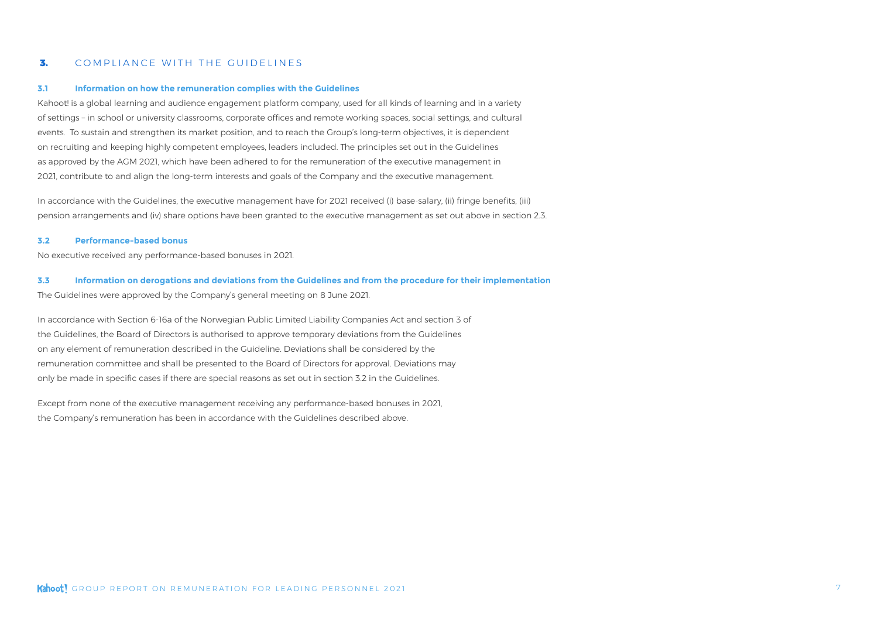## 3. COMPLIANCE WITH THE GUIDELINES

### 3.1 Information on how the remuneration complies with the Guidelines

Kahoot! is a global learning and audience engagement platform company, used for all kinds of learning and in a variety of settings – in school or university classrooms, corporate offices and remote working spaces, social settings, and cultural events. To sustain and strengthen its market position, and to reach the Group's long-term objectives, it is dependent on recruiting and keeping highly competent employees, leaders included. The principles set out in the Guidelines as approved by the AGM 2021, which have been adhered to for the remuneration of the executive management in 2021, contribute to and align the long-term interests and goals of the Company and the executive management.

In accordance with the Guidelines, the executive management have for 2021 received (i) base-salary, (ii) fringe benefits, (iii) pension arrangements and (iv) share options have been granted to the executive management as set out above in section 2.3.

### 3.2 Performance-based bonus

No executive received any performance-based bonuses in 2021.

### 3.3 Information on derogations and deviations from the Guidelines and from the procedure for their implementation

The Guidelines were approved by the Company's general meeting on 8 June 2021.

In accordance with Section 6-16a of the Norwegian Public Limited Liability Companies Act and section 3 of the Guidelines, the Board of Directors is authorised to approve temporary deviations from the Guidelines on any element of remuneration described in the Guideline. Deviations shall be considered by the remuneration committee and shall be presented to the Board of Directors for approval. Deviations may only be made in specific cases if there are special reasons as set out in section 3.2 in the Guidelines.

Except from none of the executive management receiving any performance-based bonuses in 2021, the Company's remuneration has been in accordance with the Guidelines described above.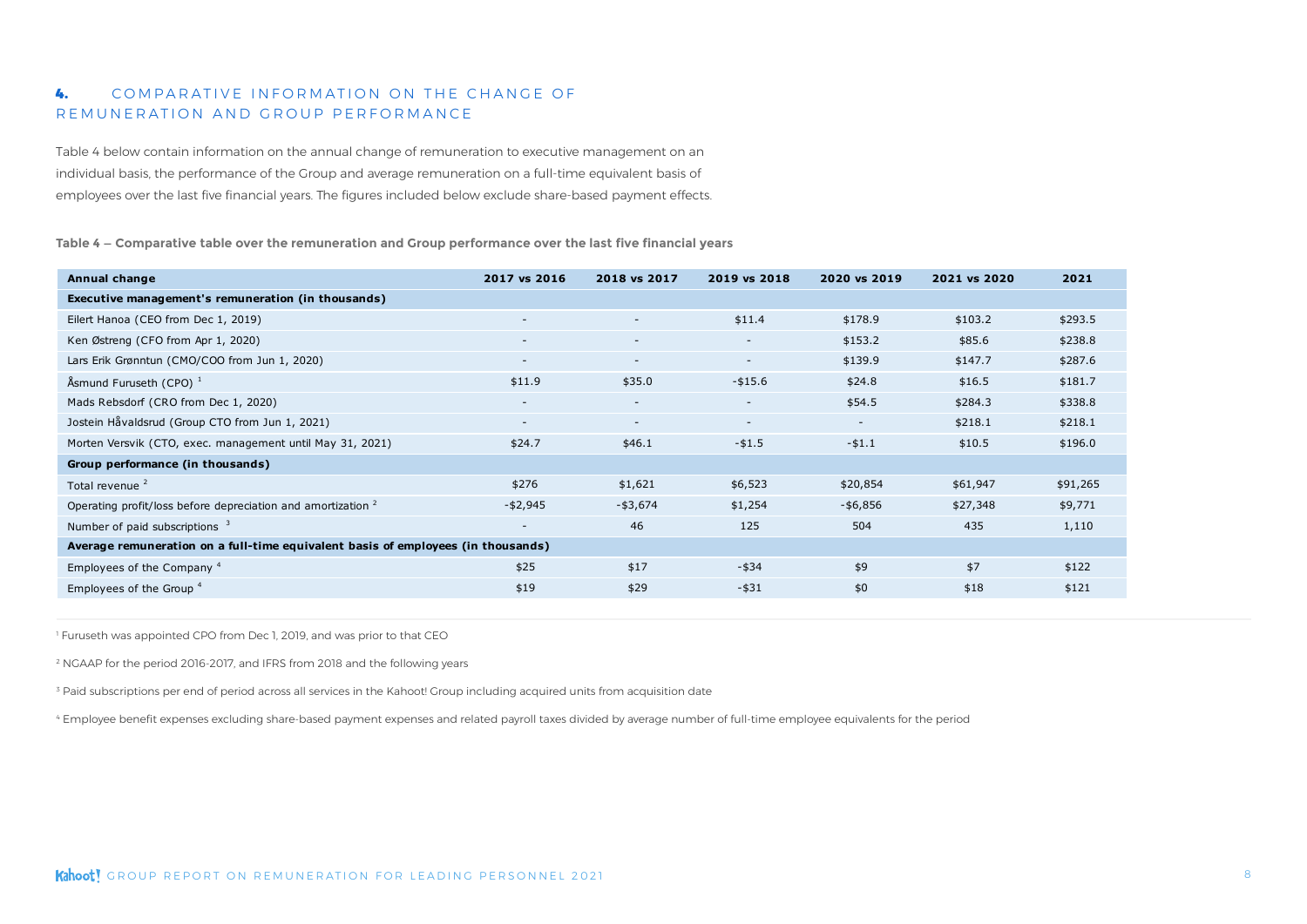## 4. COMPARATIVE INFORMATION ON THE CHANGE OF REMUNERATION AND GROUP PERFORMANCE

Table 4 below contain information on the annual change of remuneration to executive management on an individual basis, the performance of the Group and average remuneration on a full-time equivalent basis of employees over the last five financial years. The figures included below exclude share-based payment effects.

**Table 4 – Comparative table over the remuneration and Group performance over the last five financial years**

| Annual change | 2017 vs 2016 | 2018 vs 2017 | 2019 vs 2018 | 2020 vs 2019 | 2021 vs 2020 | 2021 |
|---|---|---|---|---|---|---|
| **Executive management's remuneration (in thousands)** | | | | | | |
| Eilert Hanoa (CEO from Dec 1, 2019) | - | - | $11.4 | $178.9 | $103.2 | $293.5 |
| Ken Østreng (CFO from Apr 1, 2020) | - | - | - | $153.2 | $85.6 | $238.8 |
| Lars Erik Grønntun (CMO/COO from Jun 1, 2020) | - | - | - | $139.9 | $147.7 | $287.6 |
| Åsmund Furuseth (CPO) [1] | $11.9 | $35.0 | -$15.6 | $24.8 | $16.5 | $181.7 |
| Mads Rebsdorf (CRO from Dec 1, 2020) | - | - | - | $54.5 | $284.3 | $338.8 |
| Jostein Håvaldsrud (Group CTO from Jun 1, 2021) | - | - | - | - | $218.1 | $218.1 |
| Morten Versvik (CTO, exec. management until May 31, 2021) | $24.7 | $46.1 | -$1.5 | -$1.1 | $10.5 | $196.0 |
| **Group performance (in thousands)** | | | | | | |
| Total revenue [2] | $276 | $1,621 | $6,523 | $20,854 | $61,947 | $91,265 |
| Operating profit/loss before depreciation and amortization [2] | -$2,945 | -$3,674 | $1,254 | -$6,856 | $27,348 | $9,771 |
| Number of paid subscriptions [3] | - | 46 | 125 | 504 | 435 | 1,110 |
| **Average remuneration on a full-time equivalent basis of employees (in thousands)** | | | | | | |
| Employees of the Company [4] | $25 | $17 | -$34 | $9 | $7 | $122 |
| Employees of the Group [4] | $19 | $29 | -$31 | $0 | $18 | $121 |

[1] Furuseth was appointed CPO from Dec 1, 2019, and was prior to that CEO

[2] NGAAP for the period 2016-2017, and IFRS from 2018 and the following years

[3] Paid subscriptions per end of period across all services in the Kahoot! Group including acquired units from acquisition date

[4] Employee benefit expenses excluding share-based payment expenses and related payroll taxes divided by average number of full-time employee equivalents for the period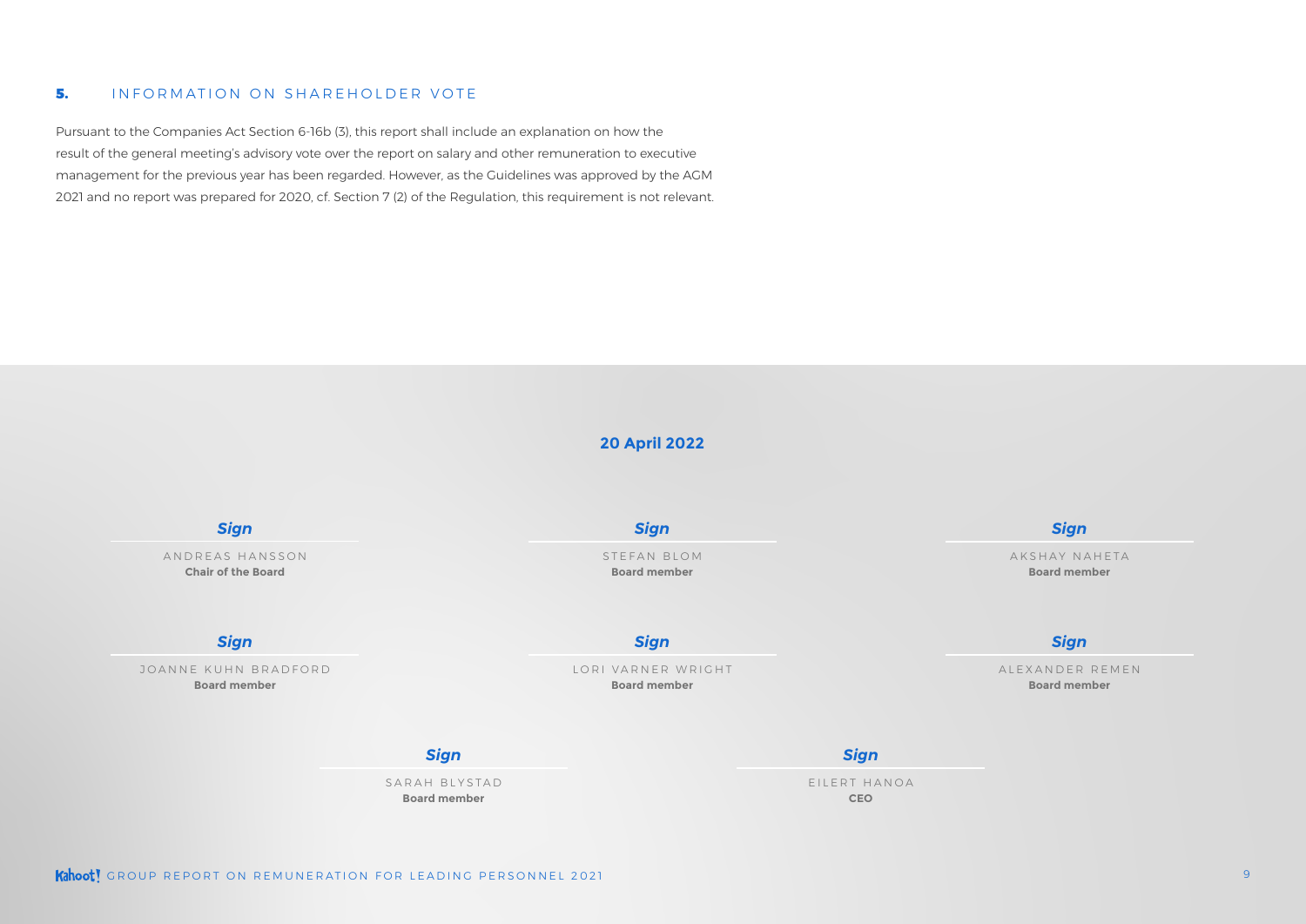## 5. INFORMATION ON SHAREHOLDER VOTE

Pursuant to the Companies Act Section 6-16b (3), this report shall include an explanation on how the result of the general meeting's advisory vote over the report on salary and other remuneration to executive management for the previous year has been regarded. However, as the Guidelines was approved by the AGM 2021 and no report was prepared for 2020, cf. Section 7 (2) of the Regulation, this requirement is not relevant.

**20 April 2022**

*Sign*

ANDREAS HANSSON
**Chair of the Board**

*Sign*

STEFAN BLOM
**Board member**

*Sign*

AKSHAY NAHETA
**Board member**

*Sign*

JOANNE KUHN BRADFORD
**Board member**

*Sign*

LORI VARNER WRIGHT
**Board member**

*Sign*

ALEXANDER REMEN
**Board member**

*Sign*

SARAH BLYSTAD
**Board member**

*Sign*

EILERT HANOA
**CEO**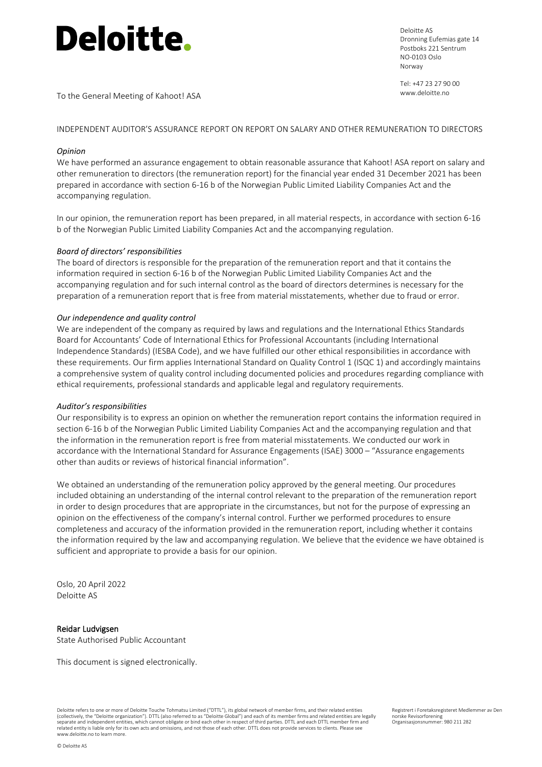# Deloitte.

Deloitte AS
Dronning Eufemias gate 14
Postboks 221 Sentrum
NO-0103 Oslo
Norway

Tel: +47 23 27 90 00
www.deloitte.no

To the General Meeting of Kahoot! ASA

INDEPENDENT AUDITOR'S ASSURANCE REPORT ON REPORT ON SALARY AND OTHER REMUNERATION TO DIRECTORS

*Opinion*

We have performed an assurance engagement to obtain reasonable assurance that Kahoot! ASA report on salary and other remuneration to directors (the remuneration report) for the financial year ended 31 December 2021 has been prepared in accordance with section 6-16 b of the Norwegian Public Limited Liability Companies Act and the accompanying regulation.

In our opinion, the remuneration report has been prepared, in all material respects, in accordance with section 6-16 b of the Norwegian Public Limited Liability Companies Act and the accompanying regulation.

*Board of directors' responsibilities*

The board of directors is responsible for the preparation of the remuneration report and that it contains the information required in section 6-16 b of the Norwegian Public Limited Liability Companies Act and the accompanying regulation and for such internal control as the board of directors determines is necessary for the preparation of a remuneration report that is free from material misstatements, whether due to fraud or error.

*Our independence and quality control*

We are independent of the company as required by laws and regulations and the International Ethics Standards Board for Accountants' Code of International Ethics for Professional Accountants (including International Independence Standards) (IESBA Code), and we have fulfilled our other ethical responsibilities in accordance with these requirements. Our firm applies International Standard on Quality Control 1 (ISQC 1) and accordingly maintains a comprehensive system of quality control including documented policies and procedures regarding compliance with ethical requirements, professional standards and applicable legal and regulatory requirements.

*Auditor's responsibilities*

Our responsibility is to express an opinion on whether the remuneration report contains the information required in section 6-16 b of the Norwegian Public Limited Liability Companies Act and the accompanying regulation and that the information in the remuneration report is free from material misstatements. We conducted our work in accordance with the International Standard for Assurance Engagements (ISAE) 3000 – "Assurance engagements other than audits or reviews of historical financial information".

We obtained an understanding of the remuneration policy approved by the general meeting. Our procedures included obtaining an understanding of the internal control relevant to the preparation of the remuneration report in order to design procedures that are appropriate in the circumstances, but not for the purpose of expressing an opinion on the effectiveness of the company's internal control. Further we performed procedures to ensure completeness and accuracy of the information provided in the remuneration report, including whether it contains the information required by the law and accompanying regulation. We believe that the evidence we have obtained is sufficient and appropriate to provide a basis for our opinion.

Oslo, 20 April 2022
Deloitte AS

**Reidar Ludvigsen**
State Authorised Public Accountant

This document is signed electronically.

Deloitte refers to one or more of Deloitte Touche Tohmatsu Limited ("DTTL"), its global network of member firms, and their related entities (collectively, the "Deloitte organization"). DTTL (also referred to as "Deloitte Global") and each of its member firms and related entities are legally separate and independent entities, which cannot obligate or bind each other in respect of third parties. DTTL and each DTTL member firm and related entity is liable only for its own acts and omissions, and not those of each other. DTTL does not provide services to clients. Please see www.deloitte.no to learn more.

Registrert i Foretaksregisteret Medlemmer av Den norske Revisorforening
Organisasjonsnummer: 980 211 282

© Deloitte AS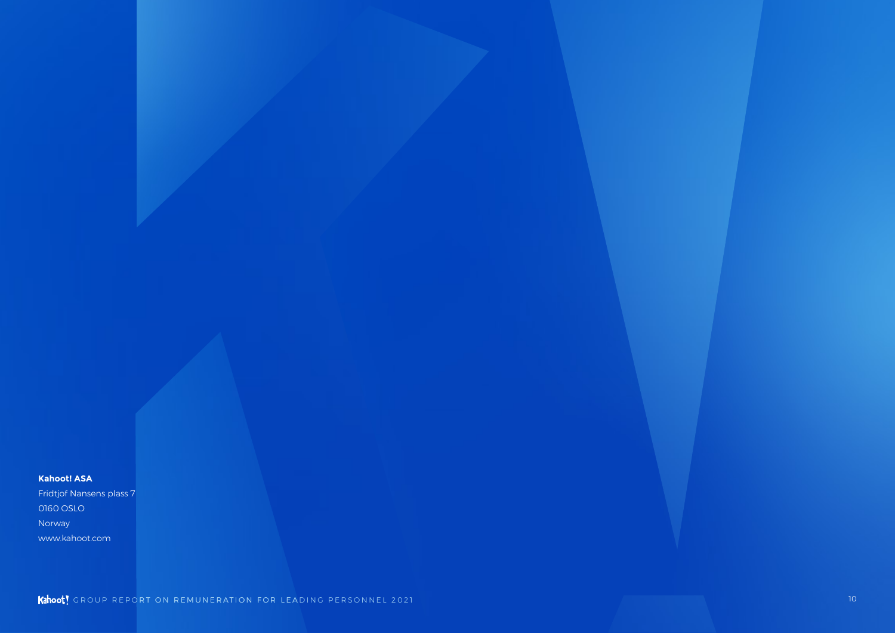**Kahoot! ASA**

Fridtjof Nansens plass 7

0160 OSLO

Norway

www.kahoot.com